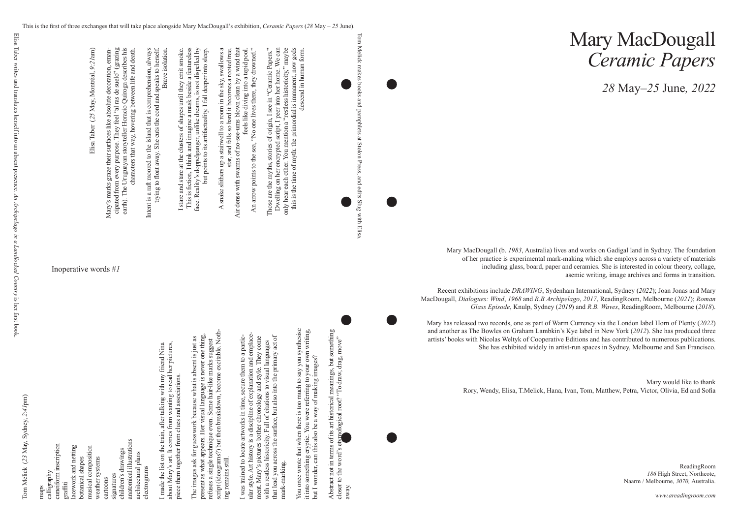# Mary MacDougall
## *Ceramic Papers*

*28* May–*25* June*, 2022*

Mary MacDougall (b. *1983*, Australia) lives and works on Gadigal land in Sydney. The foundation of her practice is experimental mark-making which she employs across a variety of materials including glass, board, paper and ceramics. She is interested in colour theory, collage, asemic writing, image archives and forms in transition.

Recent exhibitions include *DRAWING*, Sydenham International, Sydney (*2022*); Joan Jonas and Mary MacDougall, *Dialogues: Wind*, *1968* and *R.B Archipelago*, *2017*, ReadingRoom, Melbourne (*2021*); *Roman Glass Episode*, Knulp, Sydney (*2019*) and *R.B. Waves*, ReadingRoom, Melbourne (*2018*).

Mary has released two records, one as part of Warm Currency via the London label Horn of Plenty (*2022*) and another as The Bowles on Graham Lambkin's Kye label in New York (*2012*). She has produced three artists' books with Nicolas Weltyk of Cooperative Editions and has contributed to numerous publications. She has exhibited widely in artist-run spaces in Sydney, Melbourne and San Francisco.

Mary would like to thank
Rory, Wendy, Elisa, T.Melick, Hana, Ivan, Tom, Matthew, Petra, Victor, Olivia, Ed and Sofia

ReadingRoom
*186* High Street, Northcote,
Naarm / Melbourne, *3070,* Australia.

*www.areadingroom.com*

---

This is the first of three exchanges that will take place alongside Mary MacDougall's exhibition, *Ceramic Papers* (*28* May – *25* June).

## Inoperative words *#1*

Tom Melick (*23* May, Sydney, *2:4*1pm)

maps
calligraphy
cuneiform inscription
graffiti
lacework and netting
botanical shapes
musical composition
weather systems
cartoons
signatures
children's drawings
anatomical illustrations
architectural plans
electrograms

I made the list on the train, after talking with my friend Nina about Mary's art. It comes from wanting to read her pictures, piece them together from clues and associations.

The images ask for guesswork because what is absent is just as present as what appears. Her visual language is never one thing, refuses a single technique even. Some hair-like marks suggest script (ideograms?) but then breakdown, become excitable. Nothing remains still.

I was trained to locate artworks in time, secure them to a particular style. Art history is a discipline of explanation and emplacement. Mary's pictures bother chronology and style. They come with a restless historicity. Full of citations to visual languages that lead you across the surface, but also into the primary act of mark-making.

You once wrote that when there is too much to say you synthesise it into something cryptic. You were referring to your own writing, but I wonder, can this also be a way of making images?

Abstract not in terms of its art historical meanings, but something closer to the word's etymological root? "To draw, drag, move" away.

Elisa Taber (*25* May, Montréal, *9:21*am)

Mary's marks graze their surfaces like absolute decoration, emancipated from every purpose. They feel "al ras de suelo" (grazing earth). The Uruguayan storyteller Horacio Quiroga describes his characters that way, hovering between life and death.

Intent is a raft moored to the island that is comprehension, always trying to float away. She cuts the cord and speaks to herself. Brave isolation.

I stare and stare at the clusters of shapes until they emit smoke. This is fiction, I think and imagine a mask beside a featureless face. Reality's doppelganger, unlike dreams, is not dispelled by but points to its artifactuality. I fall deeper into sleep.

A snake slithers up a starwell to a room in the sky, swallows a star, and falls so hard it becomes a rooted tree.

Air dense with swarms of no-see-ums blown clean by a wind that feels like diving into a tepid pool.

An arrow points to the sea, "No one lives there, they drowned."

Those are the myths, stories of origin, I see in "Ceramic Papers." Dwelling on her encrypted script, I peer into her home. We can only hear each other. You mention a "restless historicity," maybe this is the time of myth: the primordial is immanent, now gods descend in human form.

Tom Melick makes books and pamphlets at Stolon Press, and edits Slug with Elisa.

Elisa Taber writes and translates herself into an absent presence. *An Archipelago in a Landlocked Country* is her first book.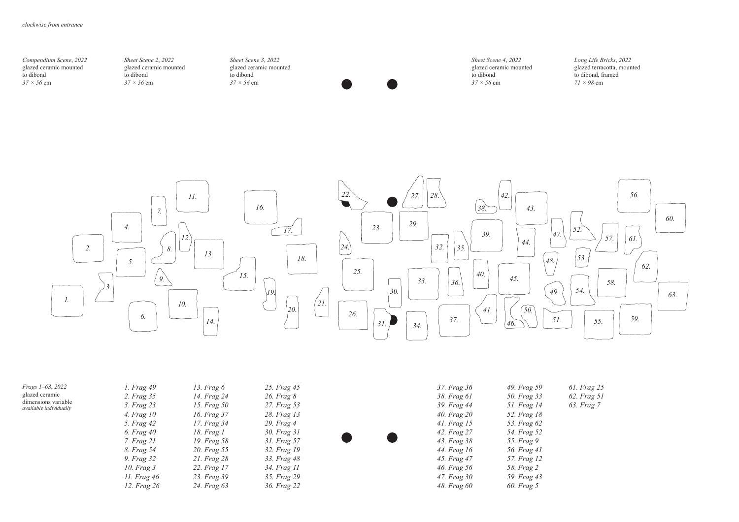*clockwise from entrance*

*Compendium Scene*, 2022
glazed ceramic mounted
to dibond
*37 × 56* cm

*Sheet Scene 2*, 2022
glazed ceramic mounted
to dibond
*37 × 56* cm

*Sheet Scene 3*, 2022
glazed ceramic mounted
to dibond
*37 × 56* cm

*Sheet Scene 4*, 2022
glazed ceramic mounted
to dibond
*37 × 56* cm

*Long Life Bricks*, 2022
glazed terracotta, mounted
to dibond, framed
*71 × 98* cm

*Frags 1–63*, 2022
glazed ceramic
dimensions variable
*available individually*

*1. Frag 49*
*2. Frag 35*
*3. Frag 23*
*4. Frag 10*
*5. Frag 42*
*6. Frag 40*
*7. Frag 21*
*8. Frag 54*
*9. Frag 32*
*10. Frag 3*
*11. Frag 46*
*12. Frag 26*
*13. Frag 6*
*14. Frag 24*
*15. Frag 50*
*16. Frag 37*
*17. Frag 34*
*18. Frag 1*
*19. Frag 58*
*20. Frag 55*
*21. Frag 28*
*22. Frag 17*
*23. Frag 39*
*24. Frag 63*
*25. Frag 45*
*26. Frag 8*
*27. Frag 53*
*28. Frag 13*
*29. Frag 4*
*30. Frag 31*
*31. Frag 57*
*32. Frag 19*
*33. Frag 48*
*34. Frag 11*
*35. Frag 29*
*36. Frag 22*
*37. Frag 36*
*38. Frag 61*
*39. Frag 44*
*40. Frag 20*
*41. Frag 15*
*42. Frag 27*
*43. Frag 38*
*44. Frag 16*
*45. Frag 47*
*46. Frag 56*
*47. Frag 30*
*48. Frag 60*
*49. Frag 59*
*50. Frag 33*
*51. Frag 14*
*52. Frag 18*
*53. Frag 62*
*54. Frag 52*
*55. Frag 9*
*56. Frag 41*
*57. Frag 12*
*58. Frag 2*
*59. Frag 43*
*60. Frag 5*
*61. Frag 25*
*62. Frag 51*
*63. Frag 7*